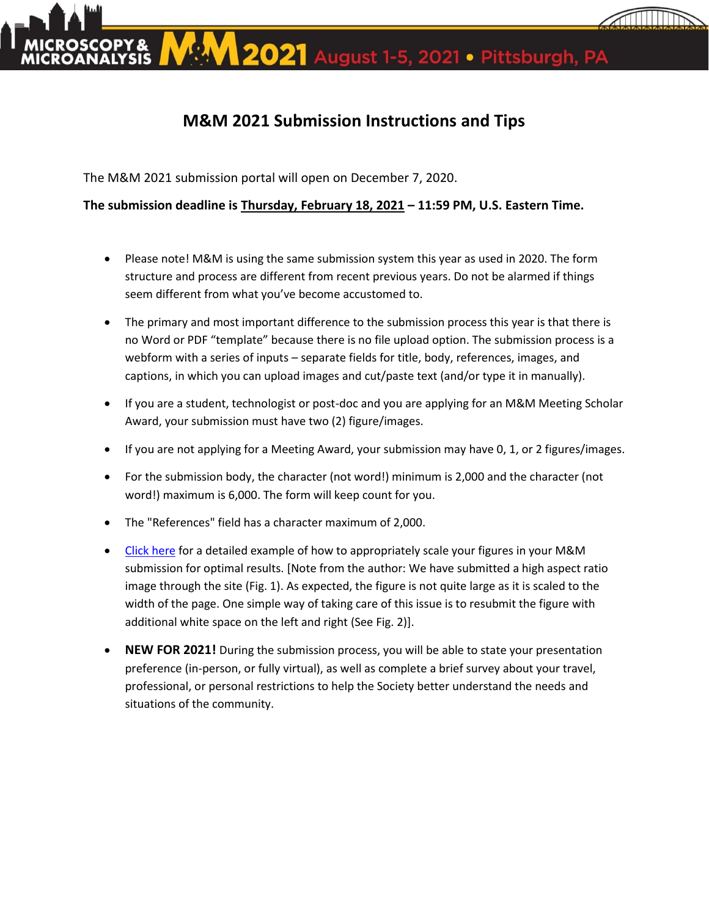# M&M 2021 Submission Instructions and Tips

The M&M 2021 submission portal will open on December 7, 2020.

**The submission deadline is Thursday, February 18, 2021 – 11:59 PM, U.S. Eastern Time.**

- Please note! M&M is using the same submission system this year as used in 2020. The form structure and process are different from recent previous years. Do not be alarmed if things seem different from what you've become accustomed to.

- The primary and most important difference to the submission process this year is that there is no Word or PDF "template" because there is no file upload option. The submission process is a webform with a series of inputs – separate fields for title, body, references, images, and captions, in which you can upload images and cut/paste text (and/or type it in manually).

- If you are a student, technologist or post-doc and you are applying for an M&M Meeting Scholar Award, your submission must have two (2) figure/images.

- If you are not applying for a Meeting Award, your submission may have 0, 1, or 2 figures/images.

- For the submission body, the character (not word!) minimum is 2,000 and the character (not word!) maximum is 6,000. The form will keep count for you.

- The "References" field has a character maximum of 2,000.

- Click here for a detailed example of how to appropriately scale your figures in your M&M submission for optimal results. [Note from the author: We have submitted a high aspect ratio image through the site (Fig. 1). As expected, the figure is not quite large as it is scaled to the width of the page. One simple way of taking care of this issue is to resubmit the figure with additional white space on the left and right (See Fig. 2)].

- **NEW FOR 2021!** During the submission process, you will be able to state your presentation preference (in-person, or fully virtual), as well as complete a brief survey about your travel, professional, or personal restrictions to help the Society better understand the needs and situations of the community.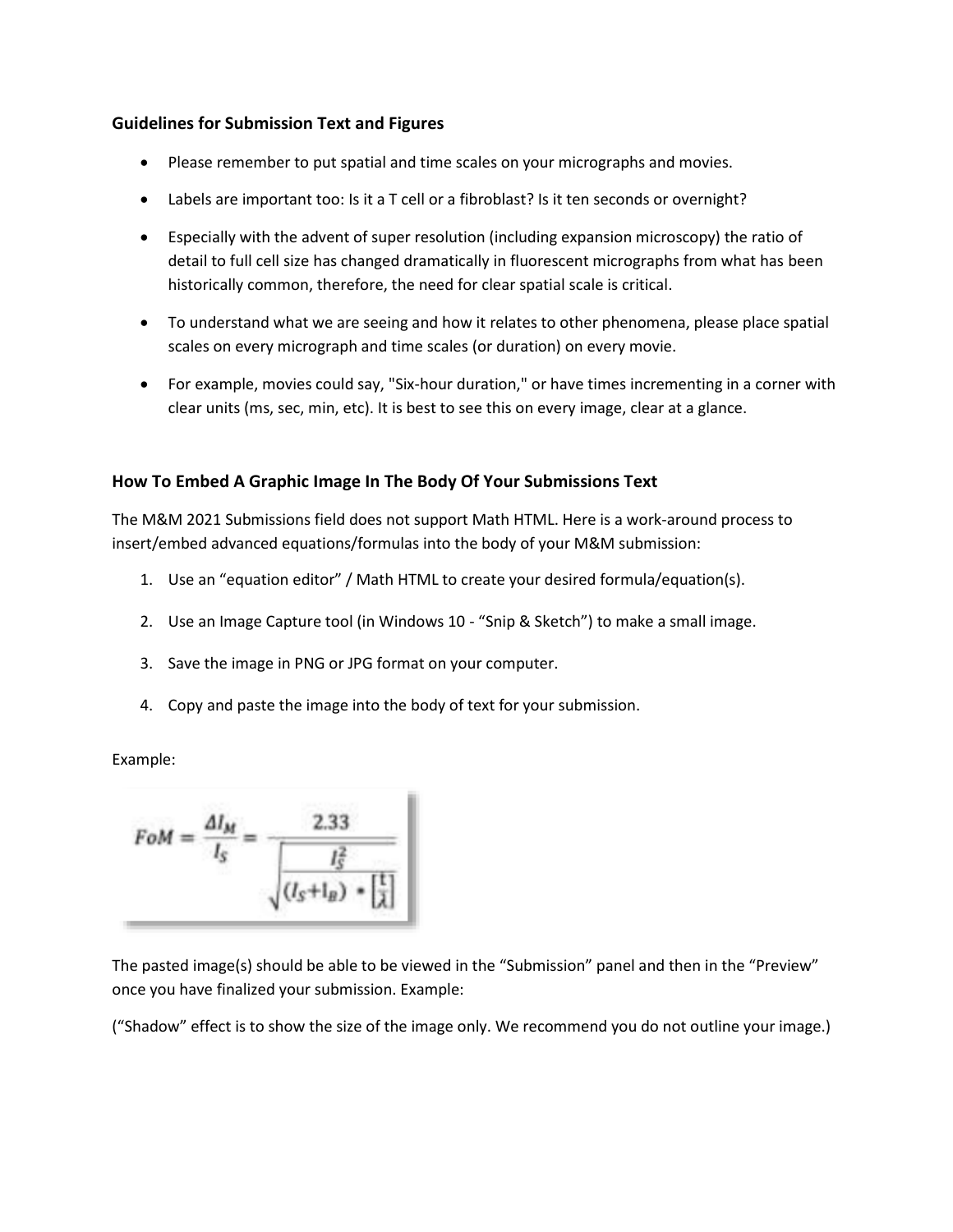### Guidelines for Submission Text and Figures

- Please remember to put spatial and time scales on your micrographs and movies.
- Labels are important too: Is it a T cell or a fibroblast? Is it ten seconds or overnight?
- Especially with the advent of super resolution (including expansion microscopy) the ratio of detail to full cell size has changed dramatically in fluorescent micrographs from what has been historically common, therefore, the need for clear spatial scale is critical.
- To understand what we are seeing and how it relates to other phenomena, please place spatial scales on every micrograph and time scales (or duration) on every movie.
- For example, movies could say, "Six-hour duration," or have times incrementing in a corner with clear units (ms, sec, min, etc). It is best to see this on every image, clear at a glance.

### How To Embed A Graphic Image In The Body Of Your Submissions Text

The M&M 2021 Submissions field does not support Math HTML. Here is a work-around process to insert/embed advanced equations/formulas into the body of your M&M submission:

1. Use an "equation editor" / Math HTML to create your desired formula/equation(s).
2. Use an Image Capture tool (in Windows 10 - "Snip & Sketch") to make a small image.
3. Save the image in PNG or JPG format on your computer.
4. Copy and paste the image into the body of text for your submission.

Example:

$$FoM = \frac{\Delta I_M}{I_S} = \frac{2.33}{\sqrt{\frac{I_S^2}{(I_S + I_B) \cdot \left[\frac{t}{\lambda}\right]}}}$$

The pasted image(s) should be able to be viewed in the "Submission" panel and then in the "Preview" once you have finalized your submission. Example:

("Shadow" effect is to show the size of the image only. We recommend you do not outline your image.)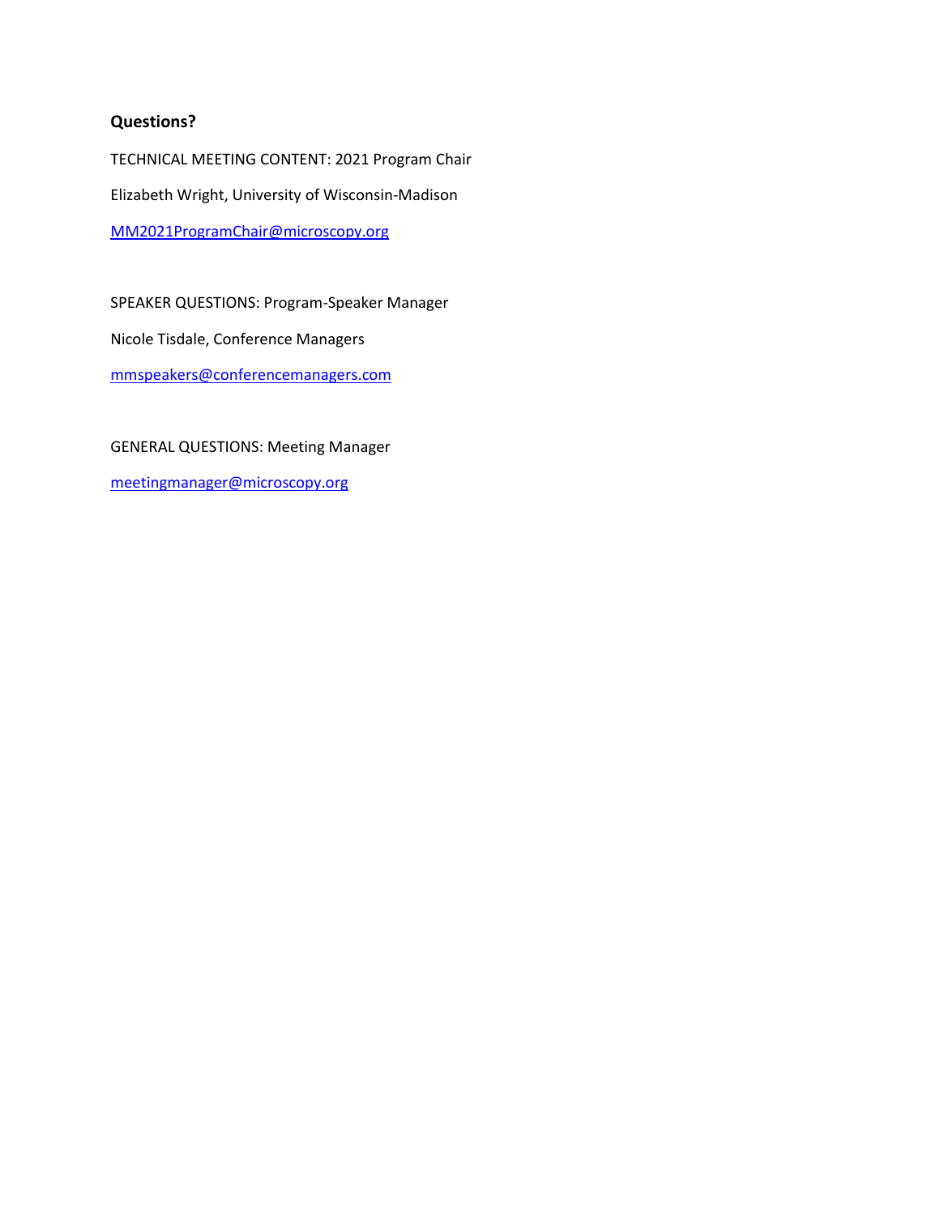### Questions?

TECHNICAL MEETING CONTENT: 2021 Program Chair

Elizabeth Wright, University of Wisconsin-Madison

MM2021ProgramChair@microscopy.org

SPEAKER QUESTIONS: Program-Speaker Manager

Nicole Tisdale, Conference Managers

mmspeakers@conferencemanagers.com

GENERAL QUESTIONS: Meeting Manager

meetingmanager@microscopy.org